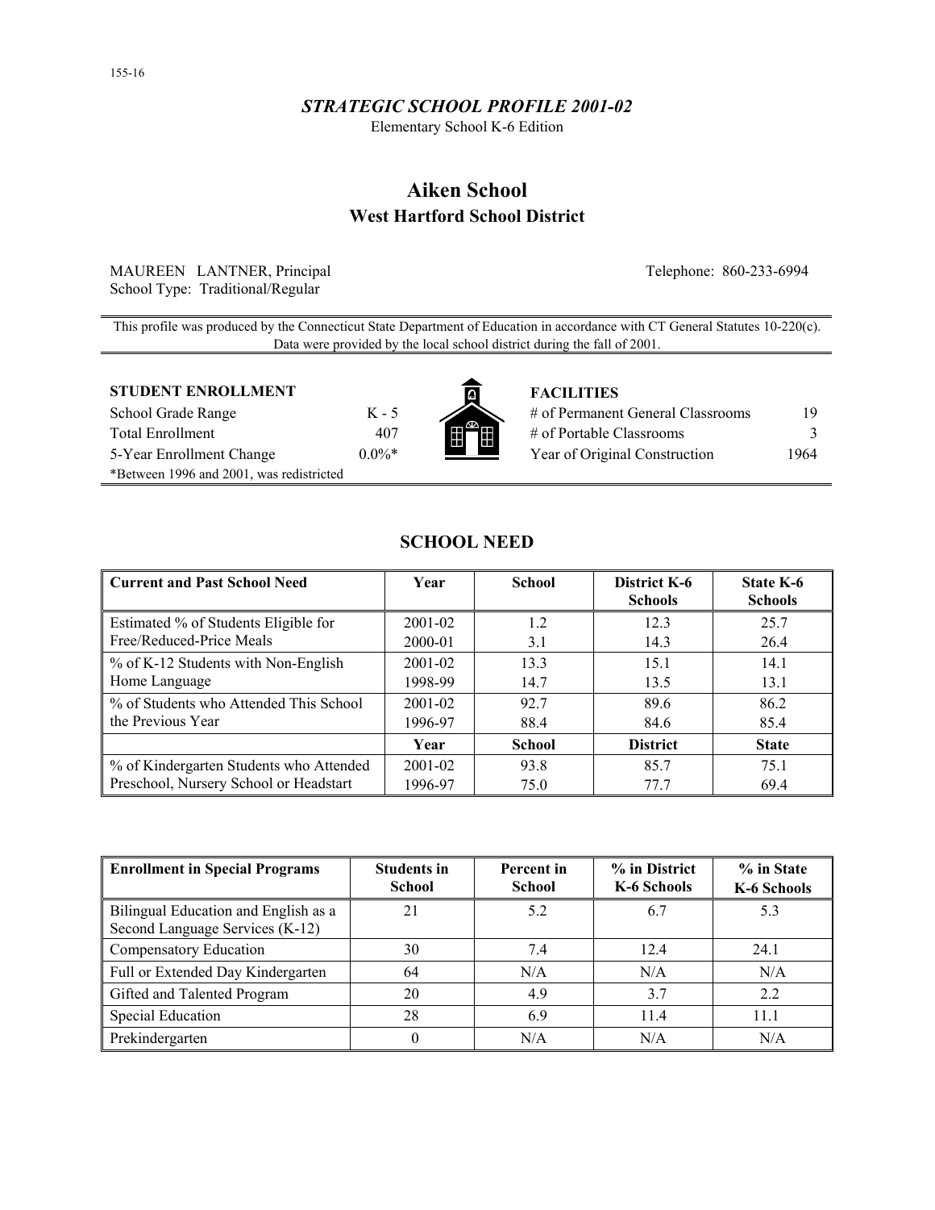*STRATEGIC SCHOOL PROFILE 2001-02*

Elementary School K-6 Edition

# Aiken School

## West Hartford School District

MAUREEN LANTNER, Principal

School Type: Traditional/Regular

Telephone: 860-233-6994

This profile was produced by the Connecticut State Department of Education in accordance with CT General Statutes 10-220(c). Data were provided by the local school district during the fall of 2001.

**STUDENT ENROLLMENT**

| | |
|---|---|
| School Grade Range | K - 5 |
| Total Enrollment | 407 |
| 5-Year Enrollment Change | 0.0%* |

*Between 1996 and 2001, was redistricted

**FACILITIES**

| | |
|---|---|
| # of Permanent General Classrooms | 19 |
| # of Portable Classrooms | 3 |
| Year of Original Construction | 1964 |

## SCHOOL NEED

| Current and Past School Need | Year | School | District K-6 Schools | State K-6 Schools |
|---|---|---|---|---|
| Estimated % of Students Eligible for Free/Reduced-Price Meals | 2001-02 | 1.2 | 12.3 | 25.7 |
| | 2000-01 | 3.1 | 14.3 | 26.4 |
| % of K-12 Students with Non-English Home Language | 2001-02 | 13.3 | 15.1 | 14.1 |
| | 1998-99 | 14.7 | 13.5 | 13.1 |
| % of Students who Attended This School the Previous Year | 2001-02 | 92.7 | 89.6 | 86.2 |
| | 1996-97 | 88.4 | 84.6 | 85.4 |
| | **Year** | **School** | **District** | **State** |
| % of Kindergarten Students who Attended Preschool, Nursery School or Headstart | 2001-02 | 93.8 | 85.7 | 75.1 |
| | 1996-97 | 75.0 | 77.7 | 69.4 |

| Enrollment in Special Programs | Students in School | Percent in School | % in District K-6 Schools | % in State K-6 Schools |
|---|---|---|---|---|
| Bilingual Education and English as a Second Language Services (K-12) | 21 | 5.2 | 6.7 | 5.3 |
| Compensatory Education | 30 | 7.4 | 12.4 | 24.1 |
| Full or Extended Day Kindergarten | 64 | N/A | N/A | N/A |
| Gifted and Talented Program | 20 | 4.9 | 3.7 | 2.2 |
| Special Education | 28 | 6.9 | 11.4 | 11.1 |
| Prekindergarten | 0 | N/A | N/A | N/A |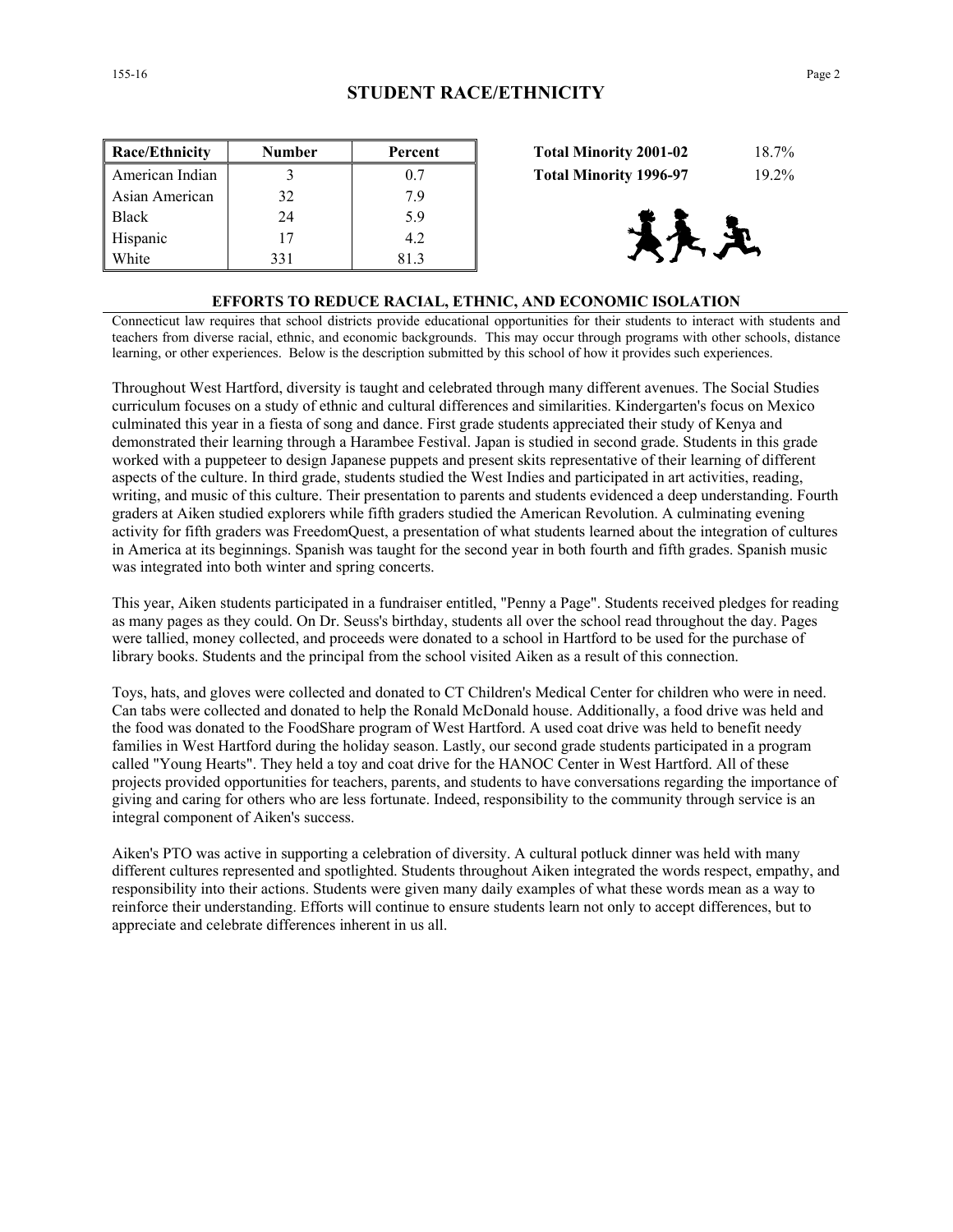## STUDENT RACE/ETHNICITY

| Race/Ethnicity | Number | Percent |
|---|---|---|
| American Indian | 3 | 0.7 |
| Asian American | 32 | 7.9 |
| Black | 24 | 5.9 |
| Hispanic | 17 | 4.2 |
| White | 331 | 81.3 |

| | |
|---|---|
| **Total Minority 2001-02** | 18.7% |
| **Total Minority 1996-97** | 19.2% |

### EFFORTS TO REDUCE RACIAL, ETHNIC, AND ECONOMIC ISOLATION

Connecticut law requires that school districts provide educational opportunities for their students to interact with students and teachers from diverse racial, ethnic, and economic backgrounds. This may occur through programs with other schools, distance learning, or other experiences. Below is the description submitted by this school of how it provides such experiences.

Throughout West Hartford, diversity is taught and celebrated through many different avenues. The Social Studies curriculum focuses on a study of ethnic and cultural differences and similarities. Kindergarten's focus on Mexico culminated this year in a fiesta of song and dance. First grade students appreciated their study of Kenya and demonstrated their learning through a Harambee Festival. Japan is studied in second grade. Students in this grade worked with a puppeteer to design Japanese puppets and present skits representative of their learning of different aspects of the culture. In third grade, students studied the West Indies and participated in art activities, reading, writing, and music of this culture. Their presentation to parents and students evidenced a deep understanding. Fourth graders at Aiken studied explorers while fifth graders studied the American Revolution. A culminating evening activity for fifth graders was FreedomQuest, a presentation of what students learned about the integration of cultures in America at its beginnings. Spanish was taught for the second year in both fourth and fifth grades. Spanish music was integrated into both winter and spring concerts.

This year, Aiken students participated in a fundraiser entitled, "Penny a Page". Students received pledges for reading as many pages as they could. On Dr. Seuss's birthday, students all over the school read throughout the day. Pages were tallied, money collected, and proceeds were donated to a school in Hartford to be used for the purchase of library books. Students and the principal from the school visited Aiken as a result of this connection.

Toys, hats, and gloves were collected and donated to CT Children's Medical Center for children who were in need. Can tabs were collected and donated to help the Ronald McDonald house. Additionally, a food drive was held and the food was donated to the FoodShare program of West Hartford. A used coat drive was held to benefit needy families in West Hartford during the holiday season. Lastly, our second grade students participated in a program called "Young Hearts". They held a toy and coat drive for the HANOC Center in West Hartford. All of these projects provided opportunities for teachers, parents, and students to have conversations regarding the importance of giving and caring for others who are less fortunate. Indeed, responsibility to the community through service is an integral component of Aiken's success.

Aiken's PTO was active in supporting a celebration of diversity. A cultural potluck dinner was held with many different cultures represented and spotlighted. Students throughout Aiken integrated the words respect, empathy, and responsibility into their actions. Students were given many daily examples of what these words mean as a way to reinforce their understanding. Efforts will continue to ensure students learn not only to accept differences, but to appreciate and celebrate differences inherent in us all.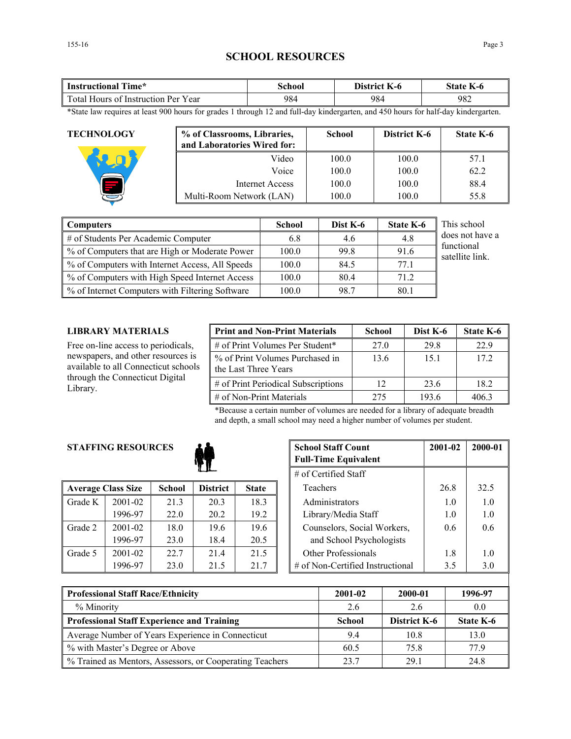# SCHOOL RESOURCES

| Instructional Time* | School | District K-6 | State K-6 |
|---|---|---|---|
| Total Hours of Instruction Per Year | 984 | 984 | 982 |

*State law requires at least 900 hours for grades 1 through 12 and full-day kindergarten, and 450 hours for half-day kindergarten.

## TECHNOLOGY

| % of Classrooms, Libraries, and Laboratories Wired for: | School | District K-6 | State K-6 |
|---|---|---|---|
| Video | 100.0 | 100.0 | 57.1 |
| Voice | 100.0 | 100.0 | 62.2 |
| Internet Access | 100.0 | 100.0 | 88.4 |
| Multi-Room Network (LAN) | 100.0 | 100.0 | 55.8 |

| Computers | School | Dist K-6 | State K-6 |
|---|---|---|---|
| # of Students Per Academic Computer | 6.8 | 4.6 | 4.8 |
| % of Computers that are High or Moderate Power | 100.0 | 99.8 | 91.6 |
| % of Computers with Internet Access, All Speeds | 100.0 | 84.5 | 77.1 |
| % of Computers with High Speed Internet Access | 100.0 | 80.4 | 71.2 |
| % of Internet Computers with Filtering Software | 100.0 | 98.7 | 80.1 |

This school does not have a functional satellite link.

## LIBRARY MATERIALS

Free on-line access to periodicals, newspapers, and other resources is available to all Connecticut schools through the Connecticut Digital Library.

| Print and Non-Print Materials | School | Dist K-6 | State K-6 |
|---|---|---|---|
| # of Print Volumes Per Student* | 27.0 | 29.8 | 22.9 |
| % of Print Volumes Purchased in the Last Three Years | 13.6 | 15.1 | 17.2 |
| # of Print Periodical Subscriptions | 12 | 23.6 | 18.2 |
| # of Non-Print Materials | 275 | 193.6 | 406.3 |

*Because a certain number of volumes are needed for a library of adequate breadth and depth, a small school may need a higher number of volumes per student.

## STAFFING RESOURCES

| Average Class Size | | School | District | State |
|---|---|---|---|---|
| Grade K | 2001-02 | 21.3 | 20.3 | 18.3 |
| | 1996-97 | 22.0 | 20.2 | 19.2 |
| Grade 2 | 2001-02 | 18.0 | 19.6 | 19.6 |
| | 1996-97 | 23.0 | 18.4 | 20.5 |
| Grade 5 | 2001-02 | 22.7 | 21.4 | 21.5 |
| | 1996-97 | 23.0 | 21.5 | 21.7 |

| School Staff Count Full-Time Equivalent | 2001-02 | 2000-01 |
|---|---|---|
| # of Certified Staff | | |
| Teachers | 26.8 | 32.5 |
| Administrators | 1.0 | 1.0 |
| Library/Media Staff | 1.0 | 1.0 |
| Counselors, Social Workers, and School Psychologists | 0.6 | 0.6 |
| Other Professionals | 1.8 | 1.0 |
| # of Non-Certified Instructional | 3.5 | 3.0 |

| Professional Staff Race/Ethnicity | 2001-02 | 2000-01 | 1996-97 |
|---|---|---|---|
| % Minority | 2.6 | 2.6 | 0.0 |
| **Professional Staff Experience and Training** | **School** | **District K-6** | **State K-6** |
| Average Number of Years Experience in Connecticut | 9.4 | 10.8 | 13.0 |
| % with Master's Degree or Above | 60.5 | 75.8 | 77.9 |
| % Trained as Mentors, Assessors, or Cooperating Teachers | 23.7 | 29.1 | 24.8 |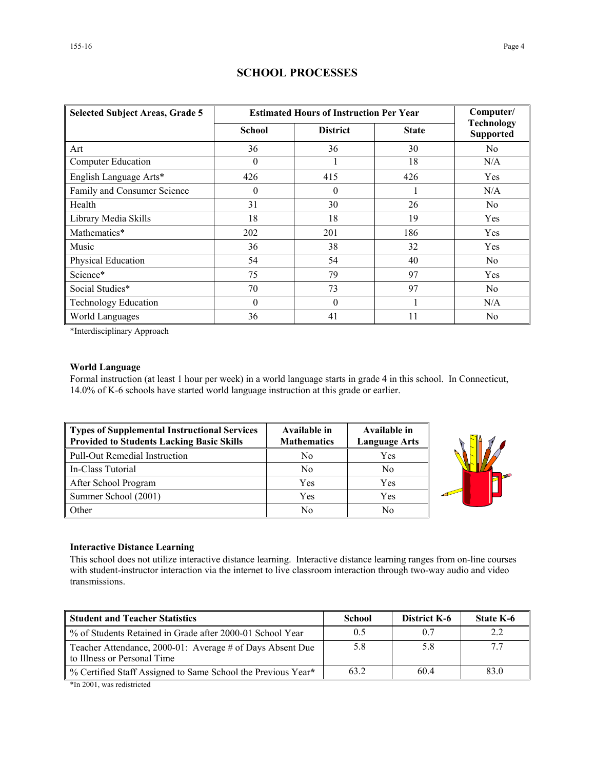# SCHOOL PROCESSES

| Selected Subject Areas, Grade 5 | Estimated Hours of Instruction Per Year | | | Computer/ Technology Supported |
|---|---|---|---|---|
| | School | District | State | |
| Art | 36 | 36 | 30 | No |
| Computer Education | 0 | 1 | 18 | N/A |
| English Language Arts* | 426 | 415 | 426 | Yes |
| Family and Consumer Science | 0 | 0 | 1 | N/A |
| Health | 31 | 30 | 26 | No |
| Library Media Skills | 18 | 18 | 19 | Yes |
| Mathematics* | 202 | 201 | 186 | Yes |
| Music | 36 | 38 | 32 | Yes |
| Physical Education | 54 | 54 | 40 | No |
| Science* | 75 | 79 | 97 | Yes |
| Social Studies* | 70 | 73 | 97 | No |
| Technology Education | 0 | 0 | 1 | N/A |
| World Languages | 36 | 41 | 11 | No |

*Interdisciplinary Approach

**World Language**

Formal instruction (at least 1 hour per week) in a world language starts in grade 4 in this school. In Connecticut, 14.0% of K-6 schools have started world language instruction at this grade or earlier.

| Types of Supplemental Instructional Services Provided to Students Lacking Basic Skills | Available in Mathematics | Available in Language Arts |
|---|---|---|
| Pull-Out Remedial Instruction | No | Yes |
| In-Class Tutorial | No | No |
| After School Program | Yes | Yes |
| Summer School (2001) | Yes | Yes |
| Other | No | No |

**Interactive Distance Learning**

This school does not utilize interactive distance learning. Interactive distance learning ranges from on-line courses with student-instructor interaction via the internet to live classroom interaction through two-way audio and video transmissions.

| Student and Teacher Statistics | School | District K-6 | State K-6 |
|---|---|---|---|
| % of Students Retained in Grade after 2000-01 School Year | 0.5 | 0.7 | 2.2 |
| Teacher Attendance, 2000-01: Average # of Days Absent Due to Illness or Personal Time | 5.8 | 5.8 | 7.7 |
| % Certified Staff Assigned to Same School the Previous Year* | 63.2 | 60.4 | 83.0 |

*In 2001, was redistricted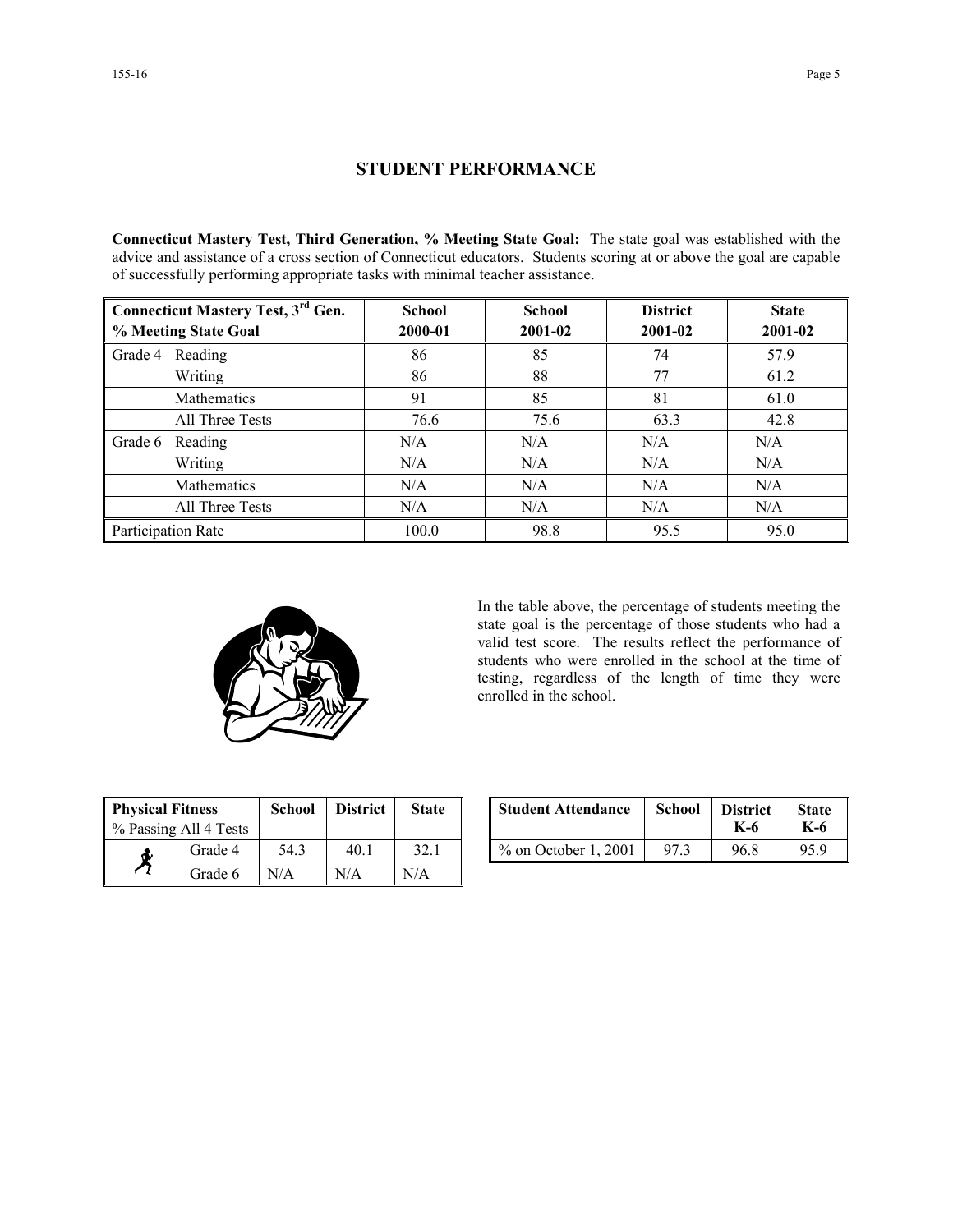## STUDENT PERFORMANCE

**Connecticut Mastery Test, Third Generation, % Meeting State Goal:** The state goal was established with the advice and assistance of a cross section of Connecticut educators. Students scoring at or above the goal are capable of successfully performing appropriate tasks with minimal teacher assistance.

| Connecticut Mastery Test, 3rd Gen. % Meeting State Goal | School 2000-01 | School 2001-02 | District 2001-02 | State 2001-02 |
|---|---|---|---|---|
| Grade 4 Reading | 86 | 85 | 74 | 57.9 |
| Writing | 86 | 88 | 77 | 61.2 |
| Mathematics | 91 | 85 | 81 | 61.0 |
| All Three Tests | 76.6 | 75.6 | 63.3 | 42.8 |
| Grade 6 Reading | N/A | N/A | N/A | N/A |
| Writing | N/A | N/A | N/A | N/A |
| Mathematics | N/A | N/A | N/A | N/A |
| All Three Tests | N/A | N/A | N/A | N/A |
| Participation Rate | 100.0 | 98.8 | 95.5 | 95.0 |

In the table above, the percentage of students meeting the state goal is the percentage of those students who had a valid test score. The results reflect the performance of students who were enrolled in the school at the time of testing, regardless of the length of time they were enrolled in the school.

| Physical Fitness % Passing All 4 Tests | School | District | State |
|---|---|---|---|
| Grade 4 | 54.3 | 40.1 | 32.1 |
| Grade 6 | N/A | N/A | N/A |

| Student Attendance | School | District K-6 | State K-6 |
|---|---|---|---|
| % on October 1, 2001 | 97.3 | 96.8 | 95.9 |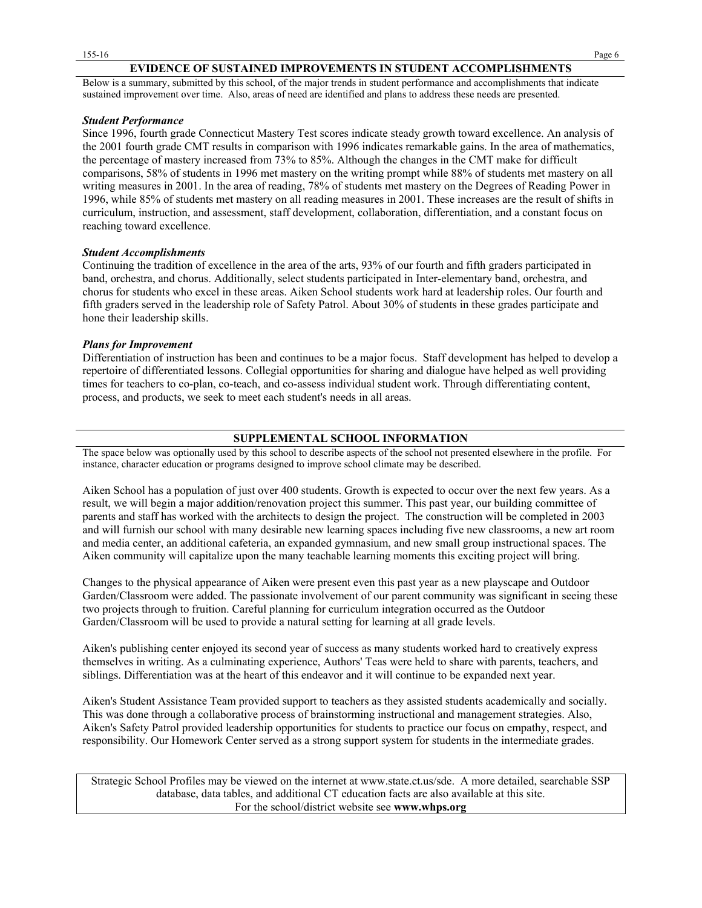## EVIDENCE OF SUSTAINED IMPROVEMENTS IN STUDENT ACCOMPLISHMENTS

Below is a summary, submitted by this school, of the major trends in student performance and accomplishments that indicate sustained improvement over time. Also, areas of need are identified and plans to address these needs are presented.

### *Student Performance*

Since 1996, fourth grade Connecticut Mastery Test scores indicate steady growth toward excellence. An analysis of the 2001 fourth grade CMT results in comparison with 1996 indicates remarkable gains. In the area of mathematics, the percentage of mastery increased from 73% to 85%. Although the changes in the CMT make for difficult comparisons, 58% of students in 1996 met mastery on the writing prompt while 88% of students met mastery on all writing measures in 2001. In the area of reading, 78% of students met mastery on the Degrees of Reading Power in 1996, while 85% of students met mastery on all reading measures in 2001. These increases are the result of shifts in curriculum, instruction, and assessment, staff development, collaboration, differentiation, and a constant focus on reaching toward excellence.

### *Student Accomplishments*

Continuing the tradition of excellence in the area of the arts, 93% of our fourth and fifth graders participated in band, orchestra, and chorus. Additionally, select students participated in Inter-elementary band, orchestra, and chorus for students who excel in these areas. Aiken School students work hard at leadership roles. Our fourth and fifth graders served in the leadership role of Safety Patrol. About 30% of students in these grades participate and hone their leadership skills.

### *Plans for Improvement*

Differentiation of instruction has been and continues to be a major focus. Staff development has helped to develop a repertoire of differentiated lessons. Collegial opportunities for sharing and dialogue have helped as well providing times for teachers to co-plan, co-teach, and co-assess individual student work. Through differentiating content, process, and products, we seek to meet each student's needs in all areas.

## SUPPLEMENTAL SCHOOL INFORMATION

The space below was optionally used by this school to describe aspects of the school not presented elsewhere in the profile. For instance, character education or programs designed to improve school climate may be described.

Aiken School has a population of just over 400 students. Growth is expected to occur over the next few years. As a result, we will begin a major addition/renovation project this summer. This past year, our building committee of parents and staff has worked with the architects to design the project. The construction will be completed in 2003 and will furnish our school with many desirable new learning spaces including five new classrooms, a new art room and media center, an additional cafeteria, an expanded gymnasium, and new small group instructional spaces. The Aiken community will capitalize upon the many teachable learning moments this exciting project will bring.

Changes to the physical appearance of Aiken were present even this past year as a new playscape and Outdoor Garden/Classroom were added. The passionate involvement of our parent community was significant in seeing these two projects through to fruition. Careful planning for curriculum integration occurred as the Outdoor Garden/Classroom will be used to provide a natural setting for learning at all grade levels.

Aiken's publishing center enjoyed its second year of success as many students worked hard to creatively express themselves in writing. As a culminating experience, Authors' Teas were held to share with parents, teachers, and siblings. Differentiation was at the heart of this endeavor and it will continue to be expanded next year.

Aiken's Student Assistance Team provided support to teachers as they assisted students academically and socially. This was done through a collaborative process of brainstorming instructional and management strategies. Also, Aiken's Safety Patrol provided leadership opportunities for students to practice our focus on empathy, respect, and responsibility. Our Homework Center served as a strong support system for students in the intermediate grades.

Strategic School Profiles may be viewed on the internet at www.state.ct.us/sde. A more detailed, searchable SSP database, data tables, and additional CT education facts are also available at this site.
For the school/district website see **www.whps.org**